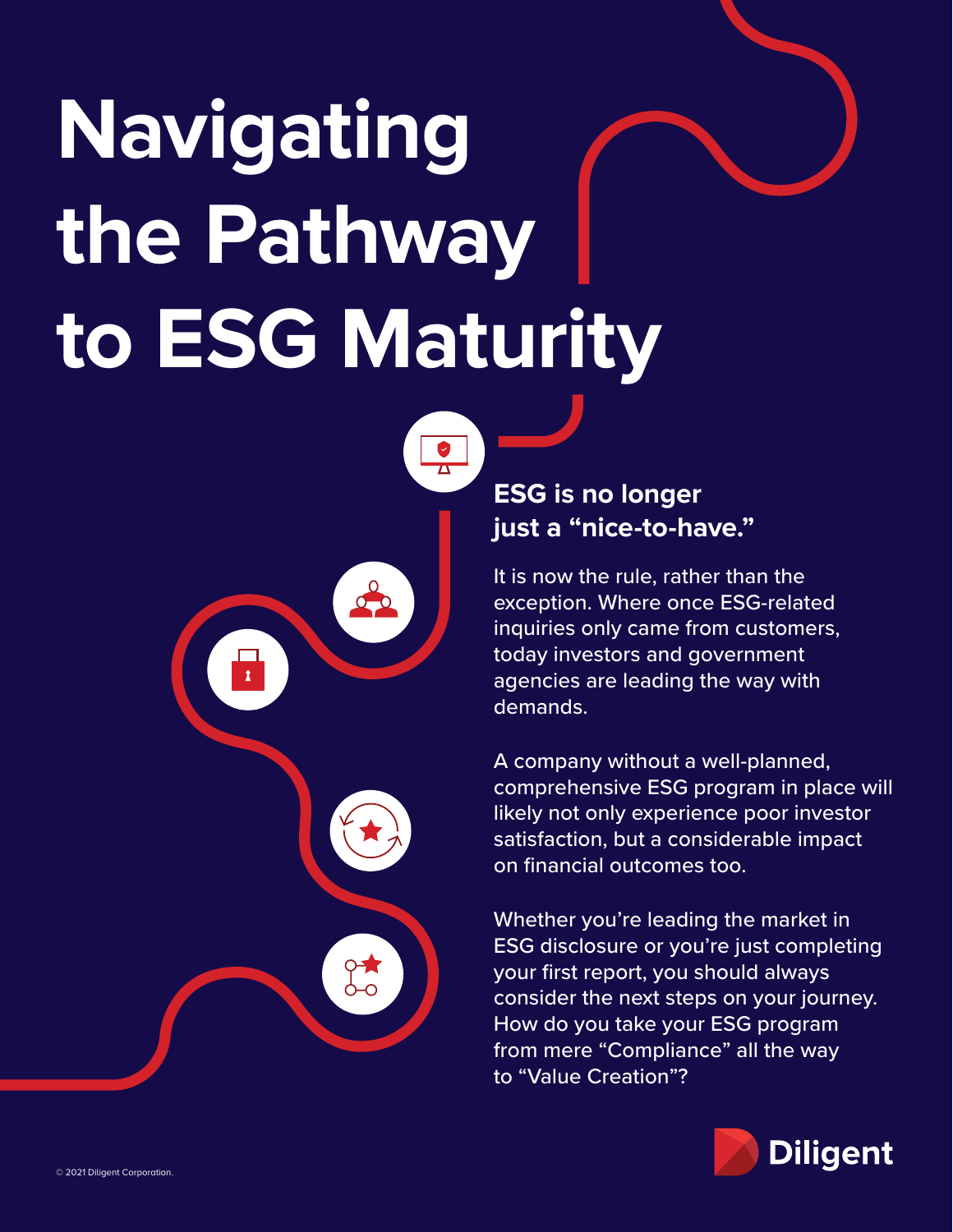# Navigating the Pathway to ESG Maturity

## ESG is no longer just a "nice-to-have."

It is now the rule, rather than the exception. Where once ESG-related inquiries only came from customers, today investors and government agencies are leading the way with demands.

A company without a well-planned, comprehensive ESG program in place will likely not only experience poor investor satisfaction, but a considerable impact on financial outcomes too.

Whether you're leading the market in ESG disclosure or you're just completing your first report, you should always consider the next steps on your journey. How do you take your ESG program from mere "Compliance" all the way to "Value Creation"?

© 2021 Diligent Corporation.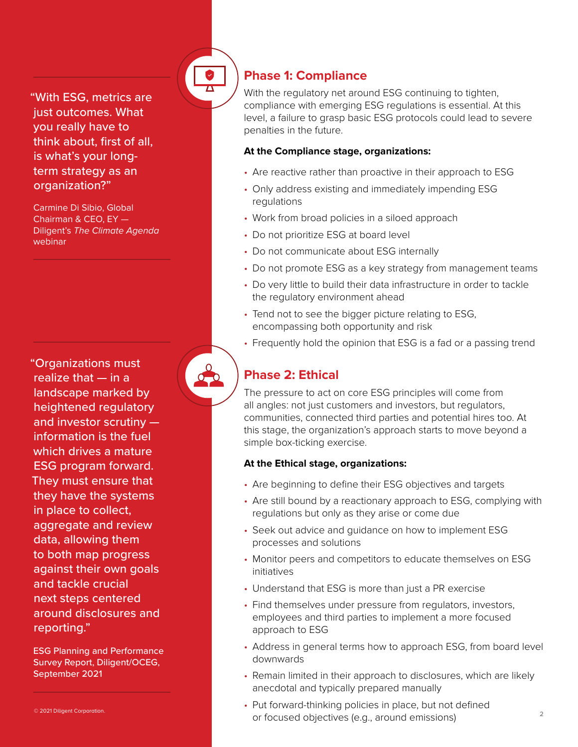> "With ESG, metrics are just outcomes. What you really have to think about, first of all, is what's your long-term strategy as an organization?"
>
> Carmine Di Sibio, Global Chairman & CEO, EY — Diligent's *The Climate Agenda* webinar

## Phase 1: Compliance

With the regulatory net around ESG continuing to tighten, compliance with emerging ESG regulations is essential. At this level, a failure to grasp basic ESG protocols could lead to severe penalties in the future.

**At the Compliance stage, organizations:**

- Are reactive rather than proactive in their approach to ESG
- Only address existing and immediately impending ESG regulations
- Work from broad policies in a siloed approach
- Do not prioritize ESG at board level
- Do not communicate about ESG internally
- Do not promote ESG as a key strategy from management teams
- Do very little to build their data infrastructure in order to tackle the regulatory environment ahead
- Tend not to see the bigger picture relating to ESG, encompassing both opportunity and risk
- Frequently hold the opinion that ESG is a fad or a passing trend

> "Organizations must realize that — in a landscape marked by heightened regulatory and investor scrutiny — information is the fuel which drives a mature ESG program forward. They must ensure that they have the systems in place to collect, aggregate and review data, allowing them to both map progress against their own goals and tackle crucial next steps centered around disclosures and reporting."
>
> ESG Planning and Performance Survey Report, Diligent/OCEG, September 2021

## Phase 2: Ethical

The pressure to act on core ESG principles will come from all angles: not just customers and investors, but regulators, communities, connected third parties and potential hires too. At this stage, the organization's approach starts to move beyond a simple box-ticking exercise.

**At the Ethical stage, organizations:**

- Are beginning to define their ESG objectives and targets
- Are still bound by a reactionary approach to ESG, complying with regulations but only as they arise or come due
- Seek out advice and guidance on how to implement ESG processes and solutions
- Monitor peers and competitors to educate themselves on ESG initiatives
- Understand that ESG is more than just a PR exercise
- Find themselves under pressure from regulators, investors, employees and third parties to implement a more focused approach to ESG
- Address in general terms how to approach ESG, from board level downwards
- Remain limited in their approach to disclosures, which are likely anecdotal and typically prepared manually
- Put forward-thinking policies in place, but not defined or focused objectives (e.g., around emissions)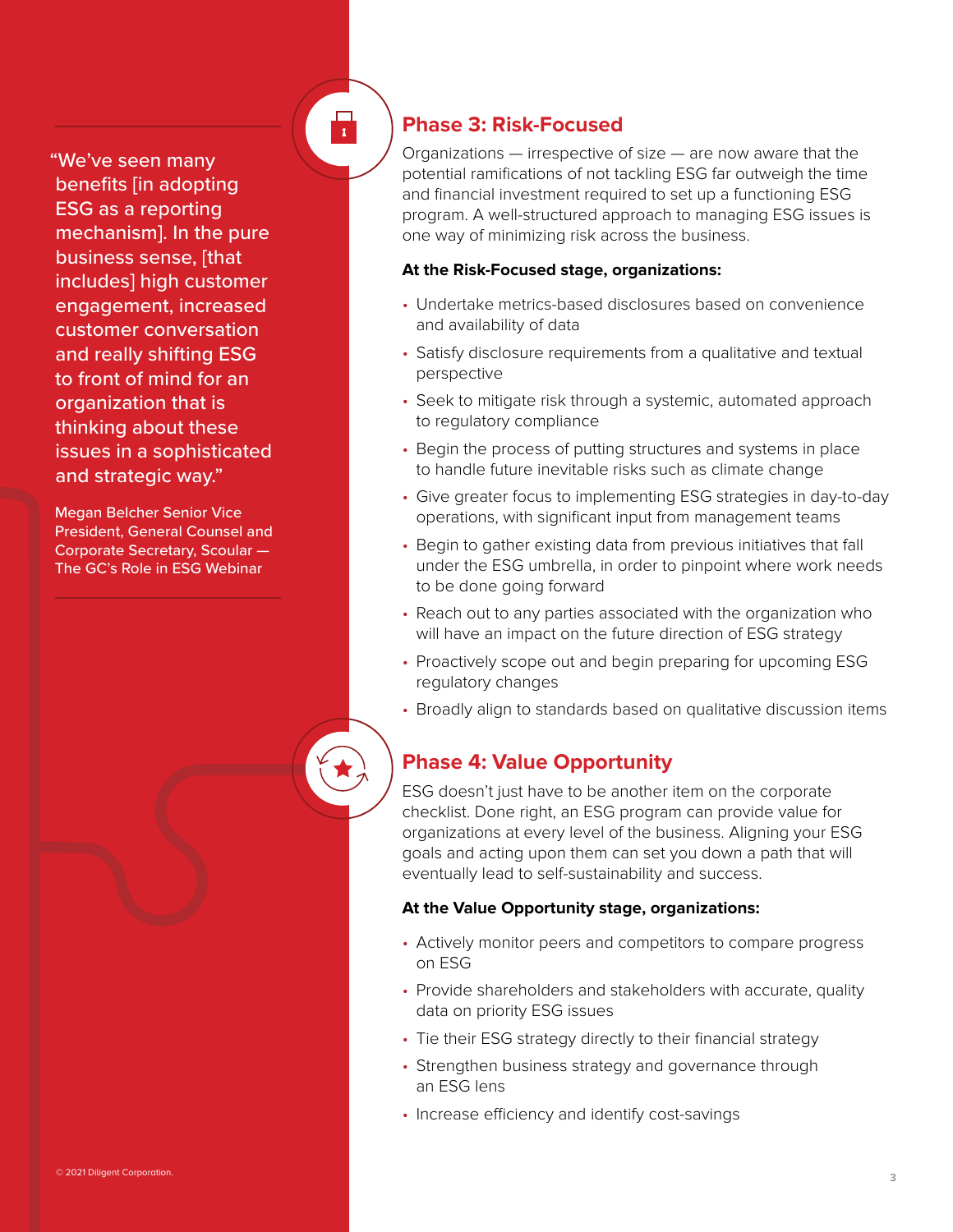> "We've seen many benefits [in adopting ESG as a reporting mechanism]. In the pure business sense, [that includes] high customer engagement, increased customer conversation and really shifting ESG to front of mind for an organization that is thinking about these issues in a sophisticated and strategic way."
>
> Megan Belcher Senior Vice President, General Counsel and Corporate Secretary, Scoular — The GC's Role in ESG Webinar

## Phase 3: Risk-Focused

Organizations — irrespective of size — are now aware that the potential ramifications of not tackling ESG far outweigh the time and financial investment required to set up a functioning ESG program. A well-structured approach to managing ESG issues is one way of minimizing risk across the business.

**At the Risk-Focused stage, organizations:**

- Undertake metrics-based disclosures based on convenience and availability of data
- Satisfy disclosure requirements from a qualitative and textual perspective
- Seek to mitigate risk through a systemic, automated approach to regulatory compliance
- Begin the process of putting structures and systems in place to handle future inevitable risks such as climate change
- Give greater focus to implementing ESG strategies in day-to-day operations, with significant input from management teams
- Begin to gather existing data from previous initiatives that fall under the ESG umbrella, in order to pinpoint where work needs to be done going forward
- Reach out to any parties associated with the organization who will have an impact on the future direction of ESG strategy
- Proactively scope out and begin preparing for upcoming ESG regulatory changes
- Broadly align to standards based on qualitative discussion items

## Phase 4: Value Opportunity

ESG doesn't just have to be another item on the corporate checklist. Done right, an ESG program can provide value for organizations at every level of the business. Aligning your ESG goals and acting upon them can set you down a path that will eventually lead to self-sustainability and success.

**At the Value Opportunity stage, organizations:**

- Actively monitor peers and competitors to compare progress on ESG
- Provide shareholders and stakeholders with accurate, quality data on priority ESG issues
- Tie their ESG strategy directly to their financial strategy
- Strengthen business strategy and governance through an ESG lens
- Increase efficiency and identify cost-savings

© 2021 Diligent Corporation.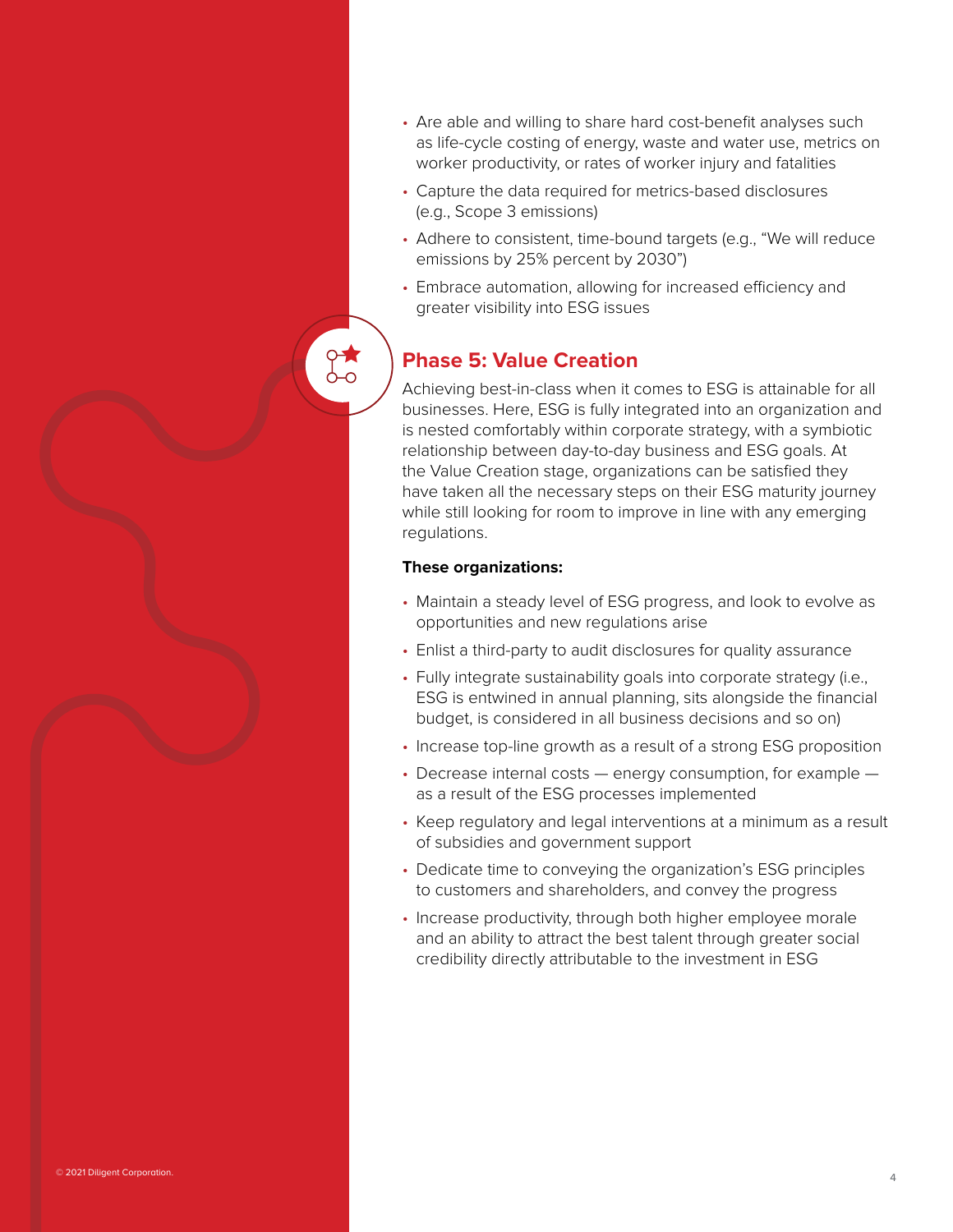- Are able and willing to share hard cost-benefit analyses such as life-cycle costing of energy, waste and water use, metrics on worker productivity, or rates of worker injury and fatalities
- Capture the data required for metrics-based disclosures (e.g., Scope 3 emissions)
- Adhere to consistent, time-bound targets (e.g., "We will reduce emissions by 25% percent by 2030")
- Embrace automation, allowing for increased efficiency and greater visibility into ESG issues

## Phase 5: Value Creation

Achieving best-in-class when it comes to ESG is attainable for all businesses. Here, ESG is fully integrated into an organization and is nested comfortably within corporate strategy, with a symbiotic relationship between day-to-day business and ESG goals. At the Value Creation stage, organizations can be satisfied they have taken all the necessary steps on their ESG maturity journey while still looking for room to improve in line with any emerging regulations.

**These organizations:**

- Maintain a steady level of ESG progress, and look to evolve as opportunities and new regulations arise
- Enlist a third-party to audit disclosures for quality assurance
- Fully integrate sustainability goals into corporate strategy (i.e., ESG is entwined in annual planning, sits alongside the financial budget, is considered in all business decisions and so on)
- Increase top-line growth as a result of a strong ESG proposition
- Decrease internal costs — energy consumption, for example — as a result of the ESG processes implemented
- Keep regulatory and legal interventions at a minimum as a result of subsidies and government support
- Dedicate time to conveying the organization's ESG principles to customers and shareholders, and convey the progress
- Increase productivity, through both higher employee morale and an ability to attract the best talent through greater social credibility directly attributable to the investment in ESG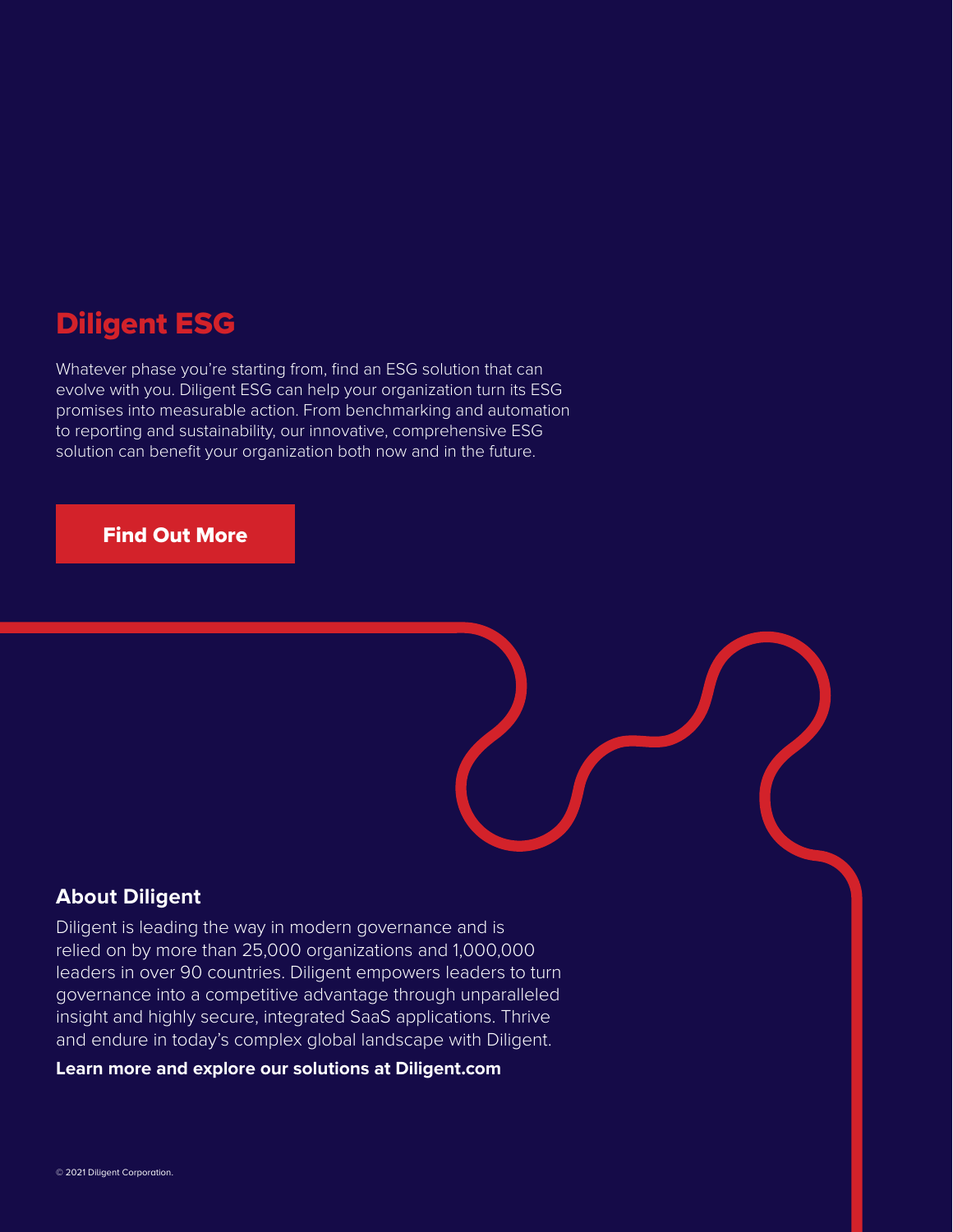## Diligent ESG

Whatever phase you're starting from, find an ESG solution that can evolve with you. Diligent ESG can help your organization turn its ESG promises into measurable action. From benchmarking and automation to reporting and sustainability, our innovative, comprehensive ESG solution can benefit your organization both now and in the future.

**Find Out More**

### About Diligent

Diligent is leading the way in modern governance and is relied on by more than 25,000 organizations and 1,000,000 leaders in over 90 countries. Diligent empowers leaders to turn governance into a competitive advantage through unparalleled insight and highly secure, integrated SaaS applications. Thrive and endure in today's complex global landscape with Diligent.

**Learn more and explore our solutions at Diligent.com**

© 2021 Diligent Corporation.